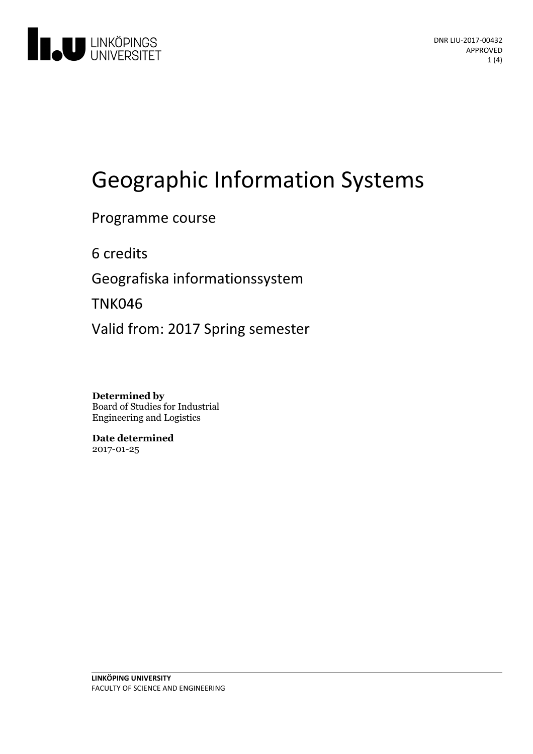DNR LIU-2017-00432
APPROVED

# Geographic Information Systems

Programme course

6 credits

Geografiska informationssystem

TNK046

Valid from: 2017 Spring semester

**Determined by**
Board of Studies for Industrial Engineering and Logistics

**Date determined**
2017-01-25

**LINKÖPING UNIVERSITY**
FACULTY OF SCIENCE AND ENGINEERING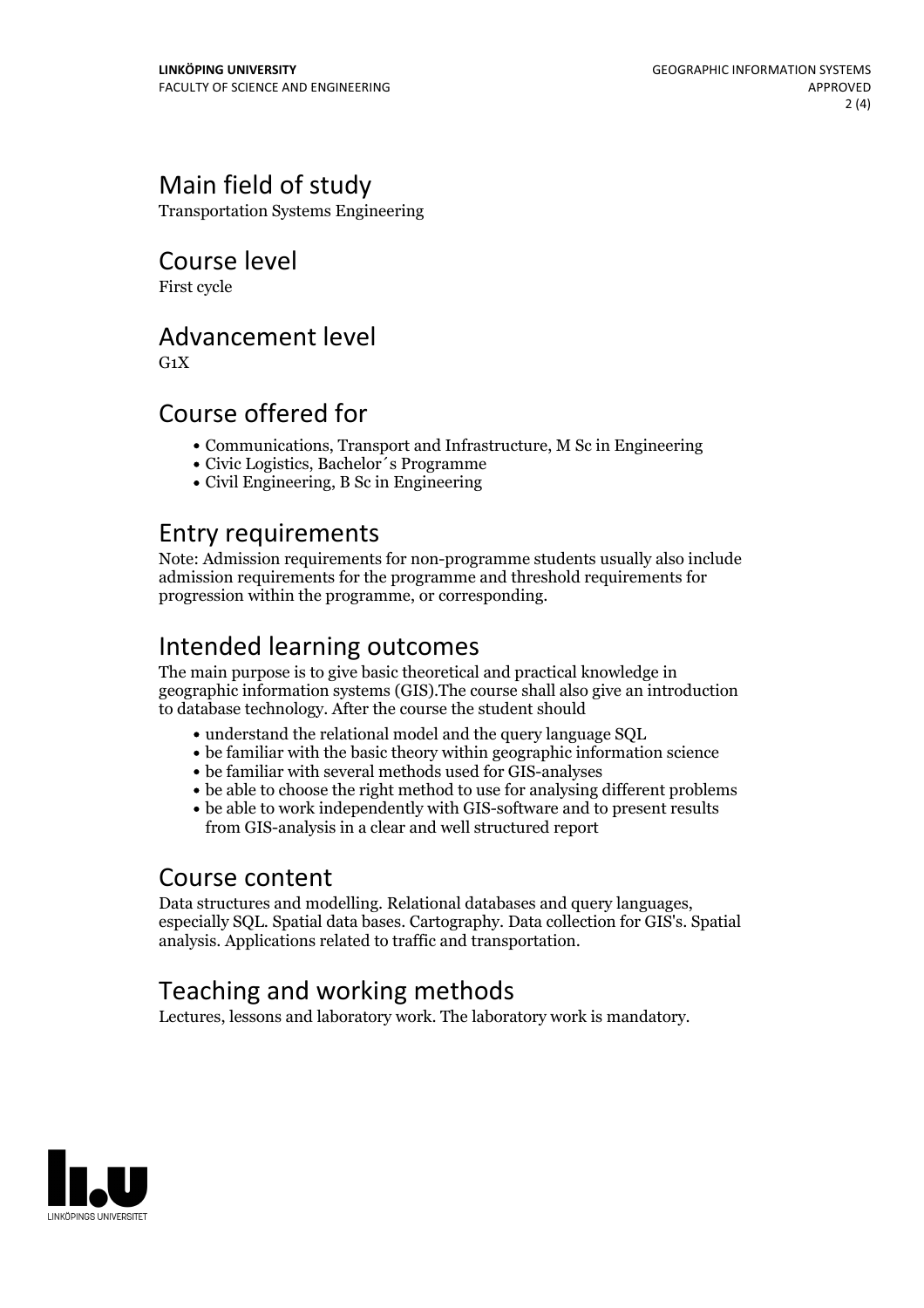## Main field of study

Transportation Systems Engineering

## Course level

First cycle

## Advancement level

G1X

## Course offered for

- Communications, Transport and Infrastructure, M Sc in Engineering
- Civic Logistics, Bachelor´s Programme
- Civil Engineering, B Sc in Engineering

## Entry requirements

Note: Admission requirements for non-programme students usually also include admission requirements for the programme and threshold requirements for progression within the programme, or corresponding.

## Intended learning outcomes

The main purpose is to give basic theoretical and practical knowledge in geographic information systems (GIS).The course shall also give an introduction to database technology. After the course the student should

- understand the relational model and the query language SQL
- be familiar with the basic theory within geographic information science
- be familiar with several methods used for GIS-analyses
- be able to choose the right method to use for analysing different problems
- be able to work independently with GIS-software and to present results from GIS-analysis in a clear and well structured report

## Course content

Data structures and modelling. Relational databases and query languages, especially SQL. Spatial data bases. Cartography. Data collection for GIS's. Spatial analysis. Applications related to traffic and transportation.

## Teaching and working methods

Lectures, lessons and laboratory work. The laboratory work is mandatory.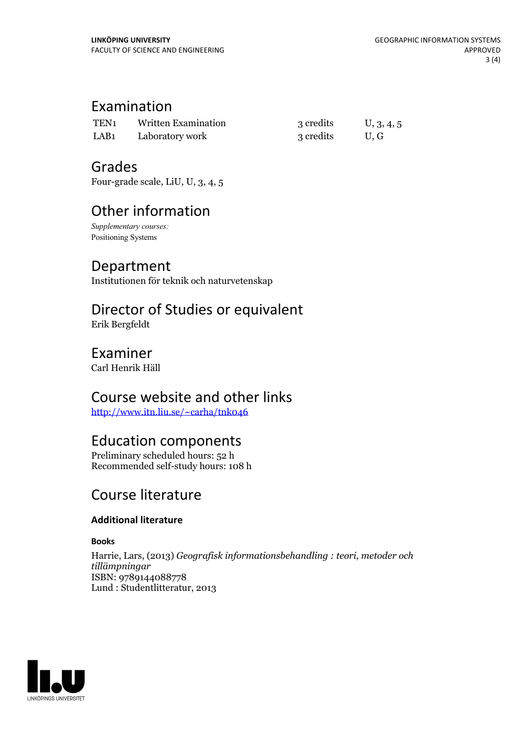## Examination

| | | | |
|---|---|---|---|
| TEN1 | Written Examination | 3 credits | U, 3, 4, 5 |
| LAB1 | Laboratory work | 3 credits | U, G |

## Grades

Four-grade scale, LiU, U, 3, 4, 5

## Other information

*Supplementary courses:*
Positioning Systems

## Department

Institutionen för teknik och naturvetenskap

## Director of Studies or equivalent

Erik Bergfeldt

## Examiner

Carl Henrik Häll

## Course website and other links

http://www.itn.liu.se/~carha/tnk046

## Education components

Preliminary scheduled hours: 52 h
Recommended self-study hours: 108 h

## Course literature

### Additional literature

#### Books

Harrie, Lars, (2013) *Geografisk informationsbehandling : teori, metoder och tillämpningar*
ISBN: 9789144088778
Lund : Studentlitteratur, 2013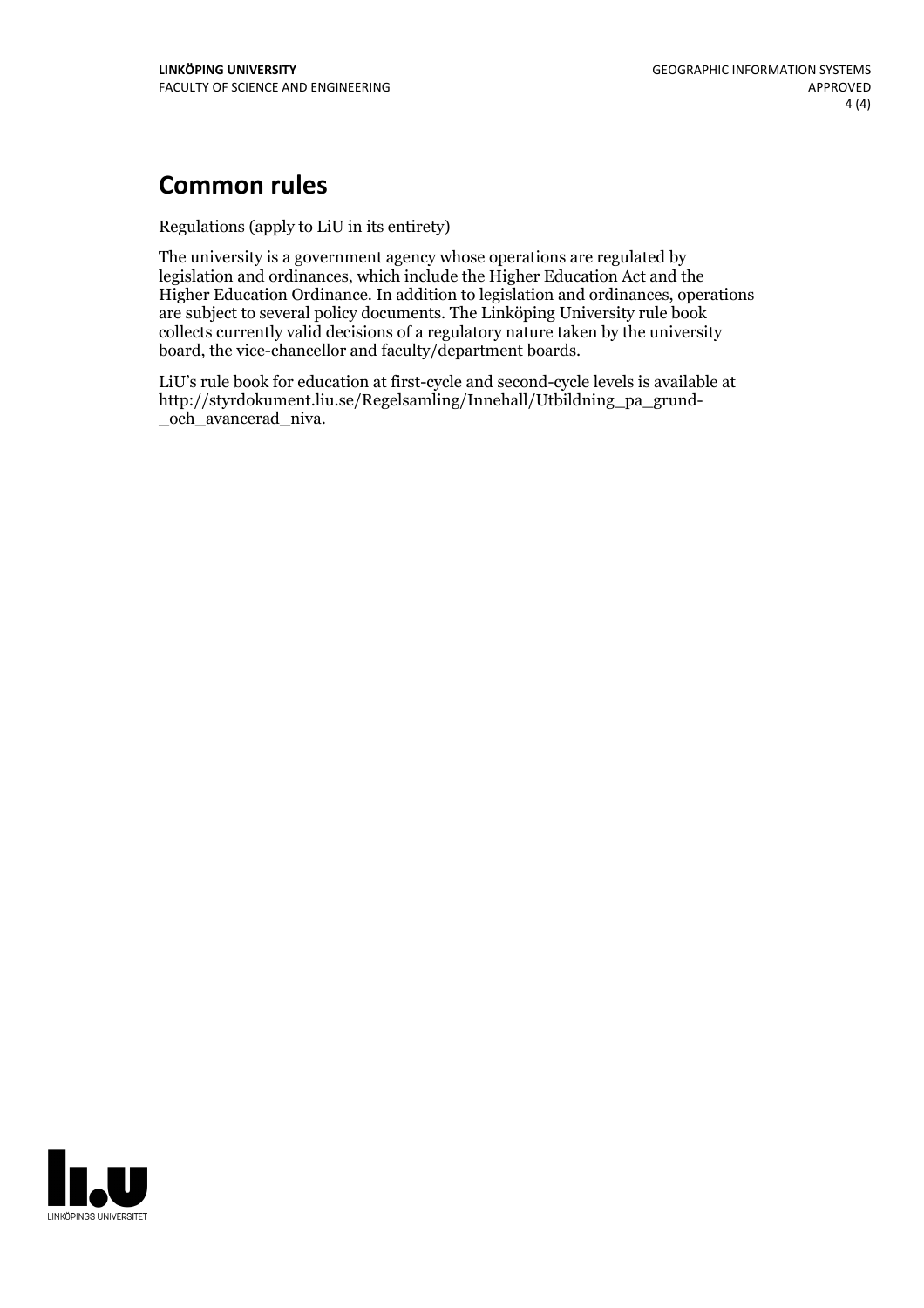# Common rules

Regulations (apply to LiU in its entirety)

The university is a government agency whose operations are regulated by legislation and ordinances, which include the Higher Education Act and the Higher Education Ordinance. In addition to legislation and ordinances, operations are subject to several policy documents. The Linköping University rule book collects currently valid decisions of a regulatory nature taken by the university board, the vice-chancellor and faculty/department boards.

LiU's rule book for education at first-cycle and second-cycle levels is available at http://styrdokument.liu.se/Regelsamling/Innehall/Utbildning_pa_grund-_och_avancerad_niva.